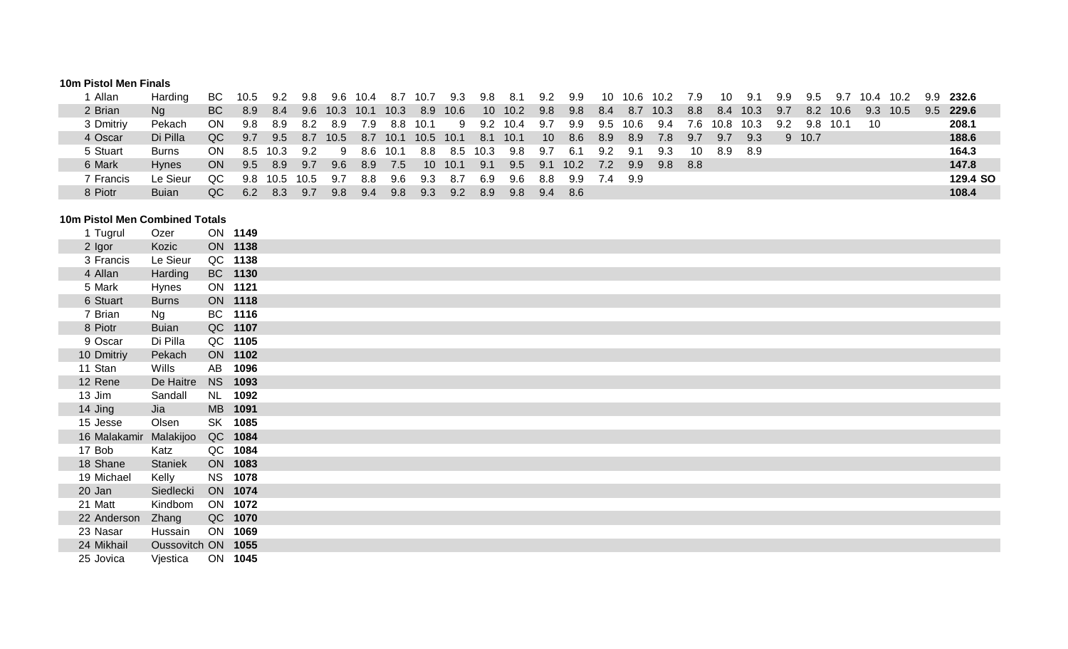### 10m Pistol Men Finals

| | | | | | | | | | | | | | | | | | | | | | | | | | | | |
|---|---|---|---|---|---|---|---|---|---|---|---|---|---|---|---|---|---|---|---|---|---|---|---|---|---|---|---|
| 1 Allan | Harding | BC | 10.5 | 9.2 | 9.8 | 9.6 | 10.4 | 8.7 | 10.7 | 9.3 | 9.8 | 8.1 | 9.2 | 9.9 | 10 | 10.6 | 10.2 | 7.9 | 10 | 9.1 | 9.9 | 9.5 | 9.7 | 10.4 | 10.2 | 9.9 | **232.6** |
| 2 Brian | Ng | BC | 8.9 | 8.4 | 9.6 | 10.3 | 10.1 | 10.3 | 8.9 | 10.6 | 10 | 10.2 | 9.8 | 9.8 | 8.4 | 8.7 | 10.3 | 8.8 | 8.4 | 10.3 | 9.7 | 8.2 | 10.6 | 9.3 | 10.5 | 9.5 | **229.6** |
| 3 Dmitriy | Pekach | ON | 9.8 | 8.9 | 8.2 | 8.9 | 7.9 | 8.8 | 10.1 | 9 | 9.2 | 10.4 | 9.7 | 9.9 | 9.5 | 10.6 | 9.4 | 7.6 | 10.8 | 10.3 | 9.2 | 9.8 | 10.1 | 10 | | | | | **208.1** |
| 4 Oscar | Di Pilla | QC | 9.7 | 9.5 | 8.7 | 10.5 | 8.7 | 10.1 | 10.5 | 10.1 | 8.1 | 10.1 | 10 | 8.6 | 8.9 | 8.9 | 7.8 | 9.7 | 9.7 | 9.3 | 9 | 10.7 | | | | | | | **188.6** |
| 5 Stuart | Burns | ON | 8.5 | 10.3 | 9.2 | 9 | 8.6 | 10.1 | 8.8 | 8.5 | 10.3 | 9.8 | 9.7 | 6.1 | 9.2 | 9.1 | 9.3 | 10 | 8.9 | 8.9 | | | | | | | | | **164.3** |
| 6 Mark | Hynes | ON | 9.5 | 8.9 | 9.7 | 9.6 | 8.9 | 7.5 | 10 | 10.1 | 9.1 | 9.5 | 9.1 | 10.2 | 7.2 | 9.9 | 9.8 | 8.8 | | | | | | | | | | | **147.8** |
| 7 Francis | Le Sieur | QC | 9.8 | 10.5 | 10.5 | 9.7 | 8.8 | 9.6 | 9.3 | 8.7 | 6.9 | 9.6 | 8.8 | 9.9 | 7.4 | 9.9 | | | | | | | | | | | | | **129.4 SO** |
| 8 Piotr | Buian | QC | 6.2 | 8.3 | 9.7 | 9.8 | 9.4 | 9.8 | 9.3 | 9.2 | 8.9 | 9.8 | 9.4 | 8.6 | | | | | | | | | | | | | | | **108.4** |

### 10m Pistol Men Combined Totals

| | | | |
|---|---|---|---|
| 1 Tugrul | Ozer | ON | **1149** |
| 2 Igor | Kozic | ON | **1138** |
| 3 Francis | Le Sieur | QC | **1138** |
| 4 Allan | Harding | BC | **1130** |
| 5 Mark | Hynes | ON | **1121** |
| 6 Stuart | Burns | ON | **1118** |
| 7 Brian | Ng | BC | **1116** |
| 8 Piotr | Buian | QC | **1107** |
| 9 Oscar | Di Pilla | QC | **1105** |
| 10 Dmitriy | Pekach | ON | **1102** |
| 11 Stan | Wills | AB | **1096** |
| 12 Rene | De Haitre | NS | **1093** |
| 13 Jim | Sandall | NL | **1092** |
| 14 Jing | Jia | MB | **1091** |
| 15 Jesse | Olsen | SK | **1085** |
| 16 Malakamir | Malakijoo | QC | **1084** |
| 17 Bob | Katz | QC | **1084** |
| 18 Shane | Staniek | ON | **1083** |
| 19 Michael | Kelly | NS | **1078** |
| 20 Jan | Siedlecki | ON | **1074** |
| 21 Matt | Kindbom | ON | **1072** |
| 22 Anderson | Zhang | QC | **1070** |
| 23 Nasar | Hussain | ON | **1069** |
| 24 Mikhail | Oussovitch | ON | **1055** |
| 25 Jovica | Vjestica | ON | **1045** |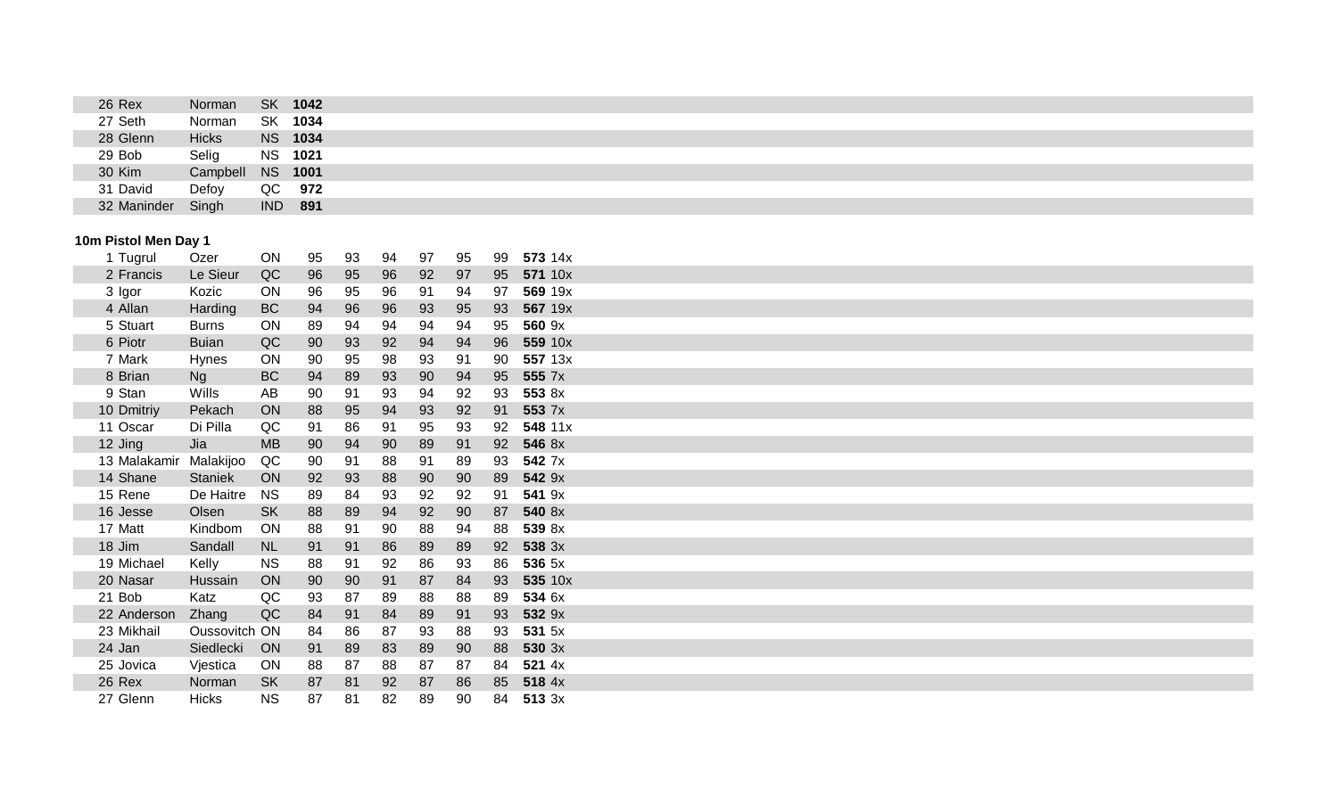| | | | |
|---|---|---|---|
| 26 Rex | Norman | SK | **1042** |
| 27 Seth | Norman | SK | **1034** |
| 28 Glenn | Hicks | NS | **1034** |
| 29 Bob | Selig | NS | **1021** |
| 30 Kim | Campbell | NS | **1001** |
| 31 David | Defoy | QC | **972** |
| 32 Maninder | Singh | IND | **891** |

**10m Pistol Men Day 1**

| | | | | | | | | | | |
|---|---|---|---|---|---|---|---|---|---|---|
| 1 Tugrul | Ozer | ON | 95 | 93 | 94 | 97 | 95 | 99 | **573** | 14x |
| 2 Francis | Le Sieur | QC | 96 | 95 | 96 | 92 | 97 | 95 | **571** | 10x |
| 3 Igor | Kozic | ON | 96 | 95 | 96 | 91 | 94 | 97 | **569** | 19x |
| 4 Allan | Harding | BC | 94 | 96 | 96 | 93 | 95 | 93 | **567** | 19x |
| 5 Stuart | Burns | ON | 89 | 94 | 94 | 94 | 94 | 95 | **560** | 9x |
| 6 Piotr | Buian | QC | 90 | 93 | 92 | 94 | 94 | 96 | **559** | 10x |
| 7 Mark | Hynes | ON | 90 | 95 | 98 | 93 | 91 | 90 | **557** | 13x |
| 8 Brian | Ng | BC | 94 | 89 | 93 | 90 | 94 | 95 | **555** | 7x |
| 9 Stan | Wills | AB | 90 | 91 | 93 | 94 | 92 | 93 | **553** | 8x |
| 10 Dmitriy | Pekach | ON | 88 | 95 | 94 | 93 | 92 | 91 | **553** | 7x |
| 11 Oscar | Di Pilla | QC | 91 | 86 | 91 | 95 | 93 | 92 | **548** | 11x |
| 12 Jing | Jia | MB | 90 | 94 | 90 | 89 | 91 | 92 | **546** | 8x |
| 13 Malakamir | Malakijoo | QC | 90 | 91 | 88 | 91 | 89 | 93 | **542** | 7x |
| 14 Shane | Staniek | ON | 92 | 93 | 88 | 90 | 90 | 89 | **542** | 9x |
| 15 Rene | De Haitre | NS | 89 | 84 | 93 | 92 | 92 | 91 | **541** | 9x |
| 16 Jesse | Olsen | SK | 88 | 89 | 94 | 92 | 90 | 87 | **540** | 8x |
| 17 Matt | Kindbom | ON | 88 | 91 | 90 | 88 | 94 | 88 | **539** | 8x |
| 18 Jim | Sandall | NL | 91 | 91 | 86 | 89 | 89 | 92 | **538** | 3x |
| 19 Michael | Kelly | NS | 88 | 91 | 92 | 86 | 93 | 86 | **536** | 5x |
| 20 Nasar | Hussain | ON | 90 | 90 | 91 | 87 | 84 | 93 | **535** | 10x |
| 21 Bob | Katz | QC | 93 | 87 | 89 | 88 | 88 | 89 | **534** | 6x |
| 22 Anderson | Zhang | QC | 84 | 91 | 84 | 89 | 91 | 93 | **532** | 9x |
| 23 Mikhail | Oussovitch | ON | 84 | 86 | 87 | 93 | 88 | 93 | **531** | 5x |
| 24 Jan | Siedlecki | ON | 91 | 89 | 83 | 89 | 90 | 88 | **530** | 3x |
| 25 Jovica | Vjestica | ON | 88 | 87 | 88 | 87 | 87 | 84 | **521** | 4x |
| 26 Rex | Norman | SK | 87 | 81 | 92 | 87 | 86 | 85 | **518** | 4x |
| 27 Glenn | Hicks | NS | 87 | 81 | 82 | 89 | 90 | 84 | **513** | 3x |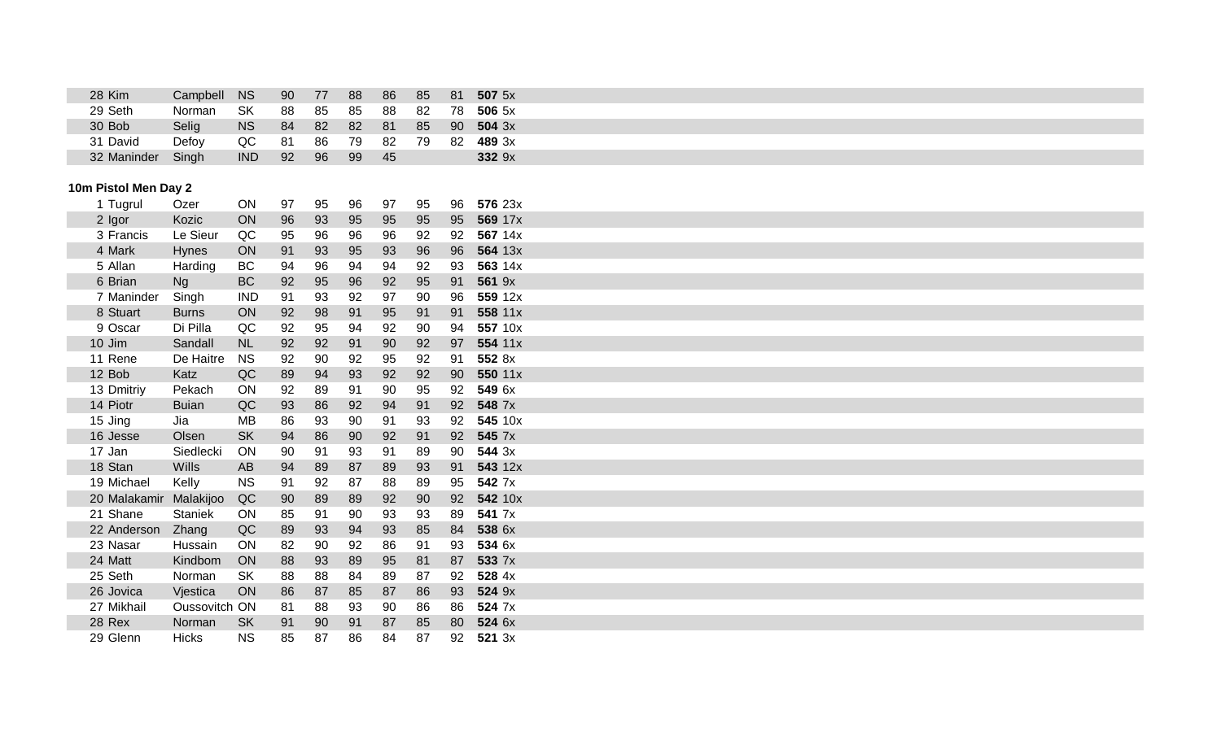| | | | | | | | | | | | |
|---|---|---|---|---|---|---|---|---|---|---|---|
| 28 | Kim | Campbell | NS | 90 | 77 | 88 | 86 | 85 | 81 | **507** | 5x |
| 29 | Seth | Norman | SK | 88 | 85 | 85 | 88 | 82 | 78 | **506** | 5x |
| 30 | Bob | Selig | NS | 84 | 82 | 82 | 81 | 85 | 90 | **504** | 3x |
| 31 | David | Defoy | QC | 81 | 86 | 79 | 82 | 79 | 82 | **489** | 3x |
| 32 | Maninder | Singh | IND | 92 | 96 | 99 | 45 | | | **332** | 9x |

**10m Pistol Men Day 2**

| | | | | | | | | | | | |
|---|---|---|---|---|---|---|---|---|---|---|---|
| 1 | Tugrul | Ozer | ON | 97 | 95 | 96 | 97 | 95 | 96 | **576** | 23x |
| 2 | Igor | Kozic | ON | 96 | 93 | 95 | 95 | 95 | 95 | **569** | 17x |
| 3 | Francis | Le Sieur | QC | 95 | 96 | 96 | 96 | 92 | 92 | **567** | 14x |
| 4 | Mark | Hynes | ON | 91 | 93 | 95 | 93 | 96 | 96 | **564** | 13x |
| 5 | Allan | Harding | BC | 94 | 96 | 94 | 94 | 92 | 93 | **563** | 14x |
| 6 | Brian | Ng | BC | 92 | 95 | 96 | 92 | 95 | 91 | **561** | 9x |
| 7 | Maninder | Singh | IND | 91 | 93 | 92 | 97 | 90 | 96 | **559** | 12x |
| 8 | Stuart | Burns | ON | 92 | 98 | 91 | 95 | 91 | 91 | **558** | 11x |
| 9 | Oscar | Di Pilla | QC | 92 | 95 | 94 | 92 | 90 | 94 | **557** | 10x |
| 10 | Jim | Sandall | NL | 92 | 92 | 91 | 90 | 92 | 97 | **554** | 11x |
| 11 | Rene | De Haitre | NS | 92 | 90 | 92 | 95 | 92 | 91 | **552** | 8x |
| 12 | Bob | Katz | QC | 89 | 94 | 93 | 92 | 92 | 90 | **550** | 11x |
| 13 | Dmitriy | Pekach | ON | 92 | 89 | 91 | 90 | 95 | 92 | **549** | 6x |
| 14 | Piotr | Buian | QC | 93 | 86 | 92 | 94 | 91 | 92 | **548** | 7x |
| 15 | Jing | Jia | MB | 86 | 93 | 90 | 91 | 93 | 92 | **545** | 10x |
| 16 | Jesse | Olsen | SK | 94 | 86 | 90 | 92 | 91 | 92 | **545** | 7x |
| 17 | Jan | Siedlecki | ON | 90 | 91 | 93 | 91 | 89 | 90 | **544** | 3x |
| 18 | Stan | Wills | AB | 94 | 89 | 87 | 89 | 93 | 91 | **543** | 12x |
| 19 | Michael | Kelly | NS | 91 | 92 | 87 | 88 | 89 | 95 | **542** | 7x |
| 20 | Malakamir | Malakijoo | QC | 90 | 89 | 89 | 92 | 90 | 92 | **542** | 10x |
| 21 | Shane | Staniek | ON | 85 | 91 | 90 | 93 | 93 | 89 | **541** | 7x |
| 22 | Anderson | Zhang | QC | 89 | 93 | 94 | 93 | 85 | 84 | **538** | 6x |
| 23 | Nasar | Hussain | ON | 82 | 90 | 92 | 86 | 91 | 93 | **534** | 6x |
| 24 | Matt | Kindbom | ON | 88 | 93 | 89 | 95 | 81 | 87 | **533** | 7x |
| 25 | Seth | Norman | SK | 88 | 88 | 84 | 89 | 87 | 92 | **528** | 4x |
| 26 | Jovica | Vjestica | ON | 86 | 87 | 85 | 87 | 86 | 93 | **524** | 9x |
| 27 | Mikhail | Oussovitch | ON | 81 | 88 | 93 | 90 | 86 | 86 | **524** | 7x |
| 28 | Rex | Norman | SK | 91 | 90 | 91 | 87 | 85 | 80 | **524** | 6x |
| 29 | Glenn | Hicks | NS | 85 | 87 | 86 | 84 | 87 | 92 | **521** | 3x |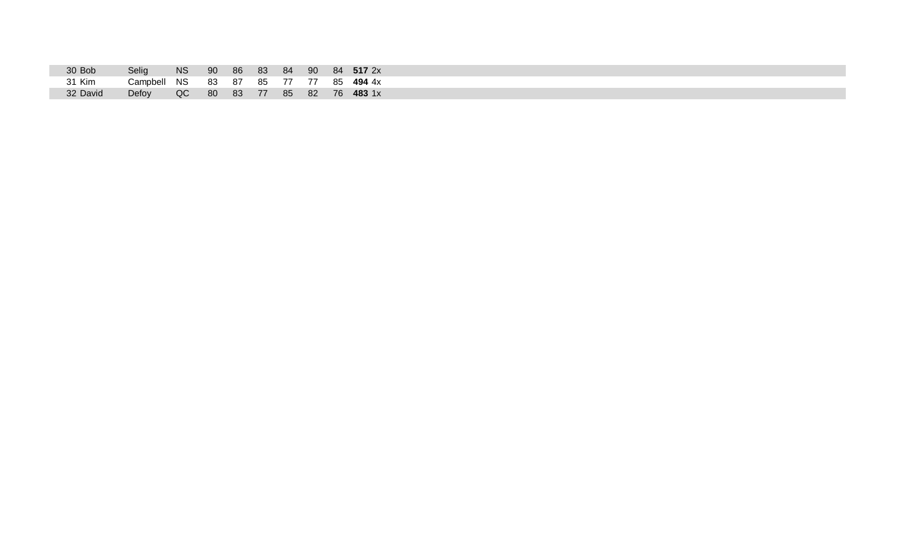| | | | | | | | | | | | |
|---|---|---|---|---|---|---|---|---|---|---|---|
| 30 | Bob | Selig | NS | 90 | 86 | 83 | 84 | 90 | 84 | **517** | 2x |
| 31 | Kim | Campbell | NS | 83 | 87 | 85 | 77 | 77 | 85 | **494** | 4x |
| 32 | David | Defoy | QC | 80 | 83 | 77 | 85 | 82 | 76 | **483** | 1x |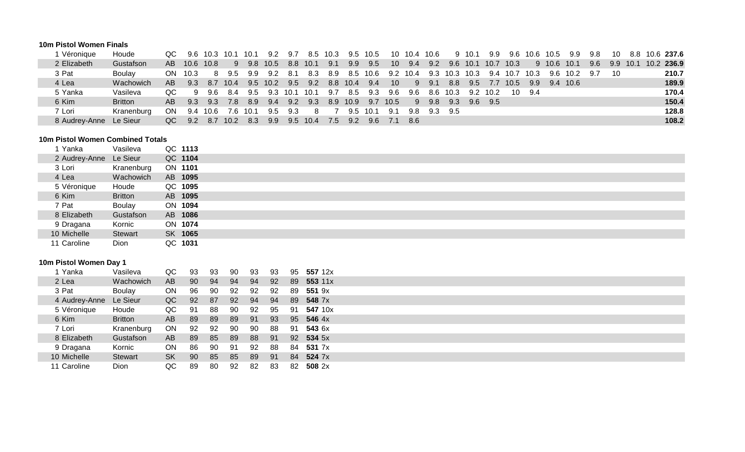### 10m Pistol Women Finals

| | | | | | | | | | | | | | | | | | | | | | | | | | | | | |
|---|---|---|---|---|---|---|---|---|---|---|---|---|---|---|---|---|---|---|---|---|---|---|---|---|---|---|---|---|
| 1 | Véronique | Houde | QC | 9.6 | 10.3 | 10.1 | 10.1 | 9.2 | 9.7 | 8.5 | 10.3 | 9.5 | 10.5 | 10 | 10.4 | 10.6 | 9 | 10.1 | 9.9 | 9.6 | 10.6 | 10.5 | 9.9 | 9.8 | 10 | 8.8 | 10.6 | **237.6** |
| 2 | Elizabeth | Gustafson | AB | 10.6 | 10.8 | 9 | 9.8 | 10.5 | 8.8 | 10.1 | 9.1 | 9.9 | 9.5 | 10 | 9.4 | 9.2 | 9.6 | 10.1 | 10.7 | 10.3 | 9 | 10.6 | 10.1 | 9.6 | 9.9 | 10.1 | 10.2 | **236.9** |
| 3 | Pat | Boulay | ON | 10.3 | 8 | 9.5 | 9.9 | 9.2 | 8.1 | 8.3 | 8.9 | 8.5 | 10.6 | 9.2 | 10.4 | 9.3 | 10.3 | 10.3 | 9.4 | 10.7 | 10.3 | 9.6 | 10.2 | 9.7 | 10 | | | **210.7** |
| 4 | Lea | Wachowich | AB | 9.3 | 8.7 | 10.4 | 9.5 | 10.2 | 9.5 | 9.2 | 8.8 | 10.4 | 9.4 | 10 | 9 | 9.1 | 8.8 | 9.5 | 7.7 | 10.5 | 9.9 | 9.4 | 10.6 | | | | | **189.9** |
| 5 | Yanka | Vasileva | QC | 9 | 9.6 | 8.4 | 9.5 | 9.3 | 10.1 | 10.1 | 9.7 | 8.5 | 9.3 | 9.6 | 9.6 | 8.6 | 10.3 | 9.2 | 10.2 | 10 | 9.4 | | | | | | | **170.4** |
| 6 | Kim | Britton | AB | 9.3 | 9.3 | 7.8 | 8.9 | 9.4 | 9.2 | 9.3 | 8.9 | 10.9 | 9.7 | 10.5 | 9 | 9.8 | 9.3 | 9.6 | 9.5 | | | | | | | | | **150.4** |
| 7 | Lori | Kranenburg | ON | 9.4 | 10.6 | 7.6 | 10.1 | 9.5 | 9.3 | 8 | 7 | 9.5 | 10.1 | 9.1 | 9.8 | 9.3 | 9.5 | | | | | | | | | | | **128.8** |
| 8 | Audrey-Anne | Le Sieur | QC | 9.2 | 8.7 | 10.2 | 8.3 | 9.9 | 9.5 | 10.4 | 7.5 | 9.2 | 9.6 | 7.1 | 8.6 | | | | | | | | | | | | | **108.2** |

### 10m Pistol Women Combined Totals

| | | | | |
|---|---|---|---|---|
| 1 | Yanka | Vasileva | QC | **1113** |
| 2 | Audrey-Anne | Le Sieur | QC | **1104** |
| 3 | Lori | Kranenburg | ON | **1101** |
| 4 | Lea | Wachowich | AB | **1095** |
| 5 | Véronique | Houde | QC | **1095** |
| 6 | Kim | Britton | AB | **1095** |
| 7 | Pat | Boulay | ON | **1094** |
| 8 | Elizabeth | Gustafson | AB | **1086** |
| 9 | Dragana | Kornic | ON | **1074** |
| 10 | Michelle | Stewart | SK | **1065** |
| 11 | Caroline | Dion | QC | **1031** |

### 10m Pistol Women Day 1

| | | | | | | | | | | | |
|---|---|---|---|---|---|---|---|---|---|---|---|
| 1 | Yanka | Vasileva | QC | 93 | 93 | 90 | 93 | 93 | 95 | **557** | 12x |
| 2 | Lea | Wachowich | AB | 90 | 94 | 94 | 94 | 92 | 89 | **553** | 11x |
| 3 | Pat | Boulay | ON | 96 | 90 | 92 | 92 | 92 | 89 | **551** | 9x |
| 4 | Audrey-Anne | Le Sieur | QC | 92 | 87 | 92 | 94 | 94 | 89 | **548** | 7x |
| 5 | Véronique | Houde | QC | 91 | 88 | 90 | 92 | 95 | 91 | **547** | 10x |
| 6 | Kim | Britton | AB | 89 | 89 | 89 | 91 | 93 | 95 | **546** | 4x |
| 7 | Lori | Kranenburg | ON | 92 | 92 | 90 | 90 | 88 | 91 | **543** | 6x |
| 8 | Elizabeth | Gustafson | AB | 89 | 85 | 89 | 88 | 91 | 92 | **534** | 5x |
| 9 | Dragana | Kornic | ON | 86 | 90 | 91 | 92 | 88 | 84 | **531** | 7x |
| 10 | Michelle | Stewart | SK | 90 | 85 | 85 | 89 | 91 | 84 | **524** | 7x |
| 11 | Caroline | Dion | QC | 89 | 80 | 92 | 82 | 83 | 82 | **508** | 2x |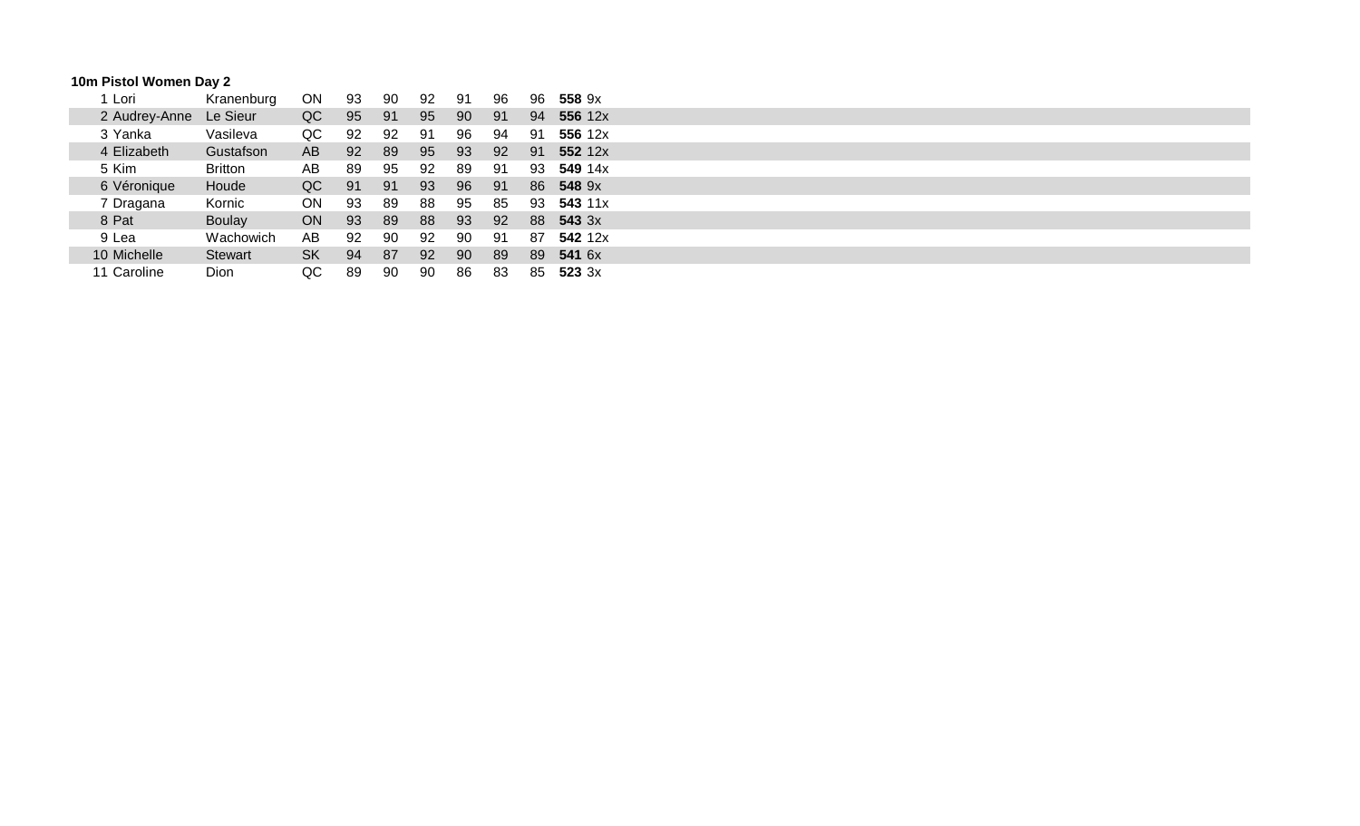**10m Pistol Women Day 2**

| | | | | | | | | | | | |
|---|---|---|---|---|---|---|---|---|---|---|---|
| 1 | Lori | Kranenburg | ON | 93 | 90 | 92 | 91 | 96 | 96 | **558** | 9x |
| 2 | Audrey-Anne | Le Sieur | QC | 95 | 91 | 95 | 90 | 91 | 94 | **556** | 12x |
| 3 | Yanka | Vasileva | QC | 92 | 92 | 91 | 96 | 94 | 91 | **556** | 12x |
| 4 | Elizabeth | Gustafson | AB | 92 | 89 | 95 | 93 | 92 | 91 | **552** | 12x |
| 5 | Kim | Britton | AB | 89 | 95 | 92 | 89 | 91 | 93 | **549** | 14x |
| 6 | Véronique | Houde | QC | 91 | 91 | 93 | 96 | 91 | 86 | **548** | 9x |
| 7 | Dragana | Kornic | ON | 93 | 89 | 88 | 95 | 85 | 93 | **543** | 11x |
| 8 | Pat | Boulay | ON | 93 | 89 | 88 | 93 | 92 | 88 | **543** | 3x |
| 9 | Lea | Wachowich | AB | 92 | 90 | 92 | 90 | 91 | 87 | **542** | 12x |
| 10 | Michelle | Stewart | SK | 94 | 87 | 92 | 90 | 89 | 89 | **541** | 6x |
| 11 | Caroline | Dion | QC | 89 | 90 | 90 | 86 | 83 | 85 | **523** | 3x |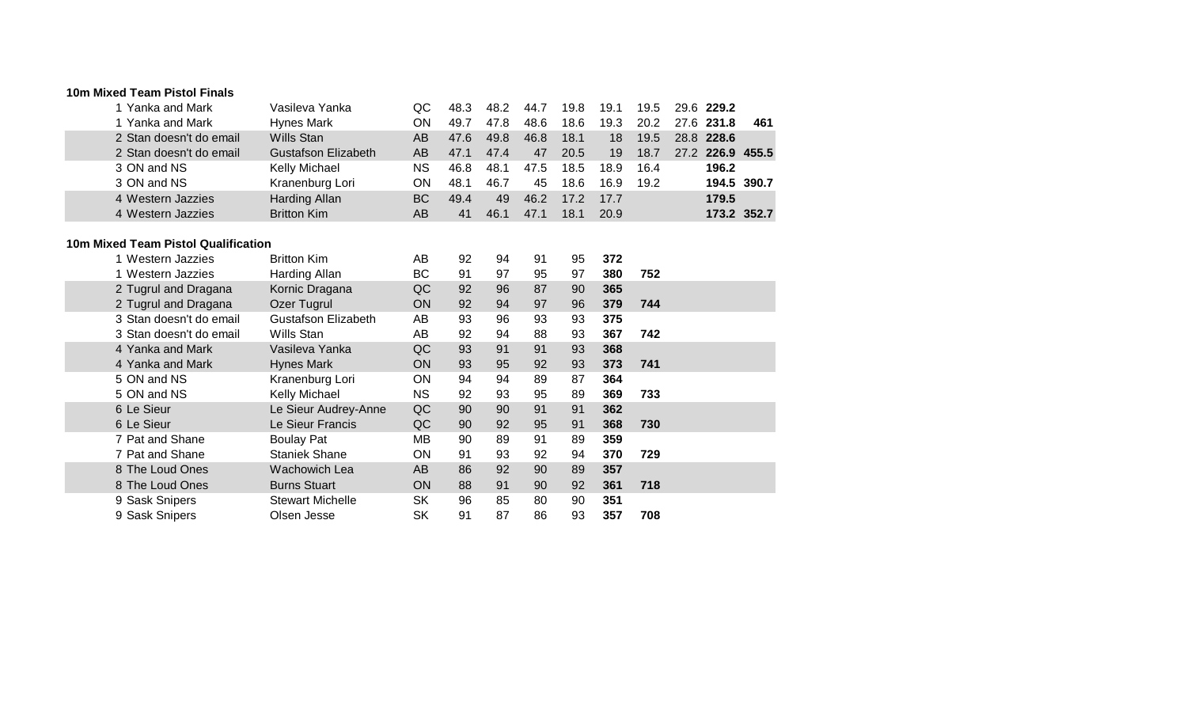**10m Mixed Team Pistol Finals**

| | | | | | | | | | | | | |
|---|---|---|---|---|---|---|---|---|---|---|---|---|
| 1 Yanka and Mark | Vasileva Yanka | QC | 48.3 | 48.2 | 44.7 | 19.8 | 19.1 | 19.5 | 29.6 | **229.2** | |
| 1 Yanka and Mark | Hynes Mark | ON | 49.7 | 47.8 | 48.6 | 18.6 | 19.3 | 20.2 | 27.6 | **231.8** | **461** |
| 2 Stan doesn't do email | Wills Stan | AB | 47.6 | 49.8 | 46.8 | 18.1 | 18 | 19.5 | 28.8 | **228.6** | |
| 2 Stan doesn't do email | Gustafson Elizabeth | AB | 47.1 | 47.4 | 47 | 20.5 | 19 | 18.7 | 27.2 | **226.9** | **455.5** |
| 3 ON and NS | Kelly Michael | NS | 46.8 | 48.1 | 47.5 | 18.5 | 18.9 | 16.4 | | **196.2** | |
| 3 ON and NS | Kranenburg Lori | ON | 48.1 | 46.7 | 45 | 18.6 | 16.9 | 19.2 | | **194.5** | **390.7** |
| 4 Western Jazzies | Harding Allan | BC | 49.4 | 49 | 46.2 | 17.2 | 17.7 | | | **179.5** | |
| 4 Western Jazzies | Britton Kim | AB | 41 | 46.1 | 47.1 | 18.1 | 20.9 | | | **173.2** | **352.7** |

**10m Mixed Team Pistol Qualification**

| | | | | | | | | |
|---|---|---|---|---|---|---|---|---|
| 1 Western Jazzies | Britton Kim | AB | 92 | 94 | 91 | 95 | **372** | |
| 1 Western Jazzies | Harding Allan | BC | 91 | 97 | 95 | 97 | **380** | **752** |
| 2 Tugrul and Dragana | Kornic Dragana | QC | 92 | 96 | 87 | 90 | **365** | |
| 2 Tugrul and Dragana | Ozer Tugrul | ON | 92 | 94 | 97 | 96 | **379** | **744** |
| 3 Stan doesn't do email | Gustafson Elizabeth | AB | 93 | 96 | 93 | 93 | **375** | |
| 3 Stan doesn't do email | Wills Stan | AB | 92 | 94 | 88 | 93 | **367** | **742** |
| 4 Yanka and Mark | Vasileva Yanka | QC | 93 | 91 | 91 | 93 | **368** | |
| 4 Yanka and Mark | Hynes Mark | ON | 93 | 95 | 92 | 93 | **373** | **741** |
| 5 ON and NS | Kranenburg Lori | ON | 94 | 94 | 89 | 87 | **364** | |
| 5 ON and NS | Kelly Michael | NS | 92 | 93 | 95 | 89 | **369** | **733** |
| 6 Le Sieur | Le Sieur Audrey-Anne | QC | 90 | 90 | 91 | 91 | **362** | |
| 6 Le Sieur | Le Sieur Francis | QC | 90 | 92 | 95 | 91 | **368** | **730** |
| 7 Pat and Shane | Boulay Pat | MB | 90 | 89 | 91 | 89 | **359** | |
| 7 Pat and Shane | Staniek Shane | ON | 91 | 93 | 92 | 94 | **370** | **729** |
| 8 The Loud Ones | Wachowich Lea | AB | 86 | 92 | 90 | 89 | **357** | |
| 8 The Loud Ones | Burns Stuart | ON | 88 | 91 | 90 | 92 | **361** | **718** |
| 9 Sask Snipers | Stewart Michelle | SK | 96 | 85 | 80 | 90 | **351** | |
| 9 Sask Snipers | Olsen Jesse | SK | 91 | 87 | 86 | 93 | **357** | **708** |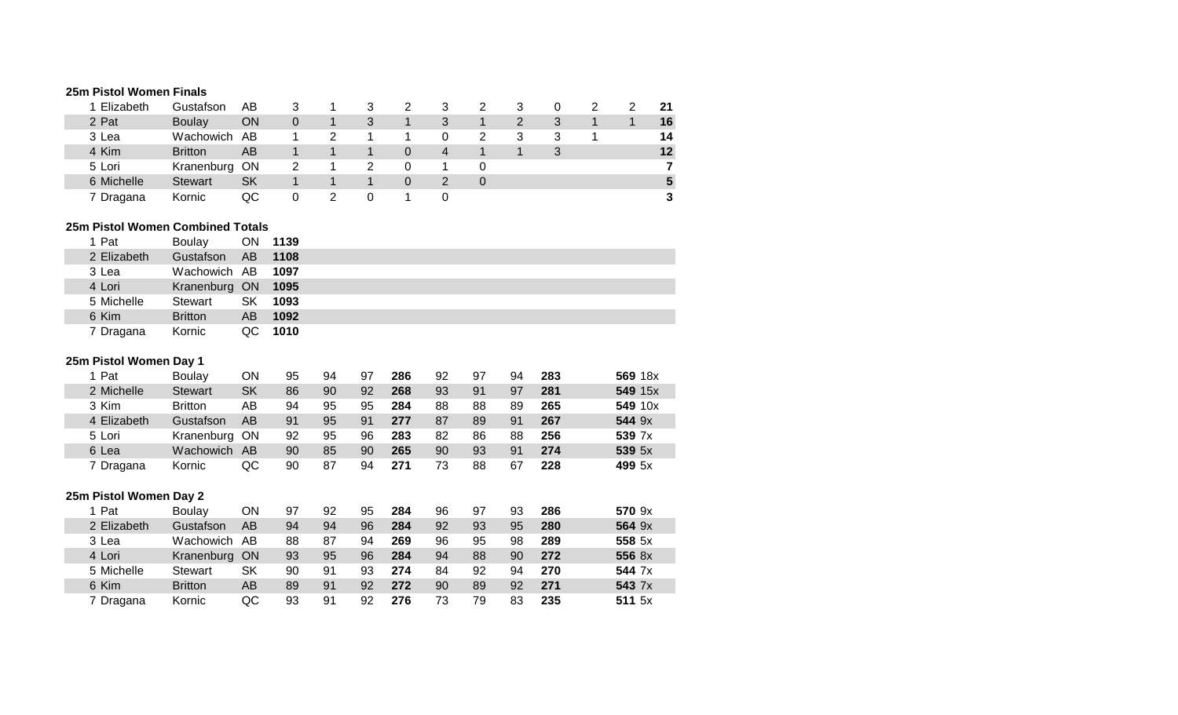**25m Pistol Women Finals**

| | | | | | | | | | | | | | | |
|---|---|---|---|---|---|---|---|---|---|---|---|---|---|---|
| 1 Elizabeth | Gustafson | AB | 3 | 1 | 3 | 2 | 3 | 2 | 3 | 0 | 2 | 2 | **21** |
| 2 Pat | Boulay | ON | 0 | 1 | 3 | 1 | 3 | 1 | 2 | 3 | 1 | 1 | **16** |
| 3 Lea | Wachowich | AB | 1 | 2 | 1 | 1 | 0 | 2 | 3 | 3 | 1 | | **14** |
| 4 Kim | Britton | AB | 1 | 1 | 1 | 0 | 4 | 1 | 1 | 3 | | | **12** |
| 5 Lori | Kranenburg | ON | 2 | 1 | 2 | 0 | 1 | 0 | | | | | **7** |
| 6 Michelle | Stewart | SK | 1 | 1 | 1 | 0 | 2 | 0 | | | | | **5** |
| 7 Dragana | Kornic | QC | 0 | 2 | 0 | 1 | 0 | | | | | | **3** |

**25m Pistol Women Combined Totals**

| | | | |
|---|---|---|---|
| 1 Pat | Boulay | ON | **1139** |
| 2 Elizabeth | Gustafson | AB | **1108** |
| 3 Lea | Wachowich | AB | **1097** |
| 4 Lori | Kranenburg | ON | **1095** |
| 5 Michelle | Stewart | SK | **1093** |
| 6 Kim | Britton | AB | **1092** |
| 7 Dragana | Kornic | QC | **1010** |

**25m Pistol Women Day 1**

| | | | | | | | | | | | | |
|---|---|---|---|---|---|---|---|---|---|---|---|---|
| 1 Pat | Boulay | ON | 95 | 94 | 97 | **286** | 92 | 97 | 94 | **283** | **569** | 18x |
| 2 Michelle | Stewart | SK | 86 | 90 | 92 | **268** | 93 | 91 | 97 | **281** | **549** | 15x |
| 3 Kim | Britton | AB | 94 | 95 | 95 | **284** | 88 | 88 | 89 | **265** | **549** | 10x |
| 4 Elizabeth | Gustafson | AB | 91 | 95 | 91 | **277** | 87 | 89 | 91 | **267** | **544** | 9x |
| 5 Lori | Kranenburg | ON | 92 | 95 | 96 | **283** | 82 | 86 | 88 | **256** | **539** | 7x |
| 6 Lea | Wachowich | AB | 90 | 85 | 90 | **265** | 90 | 93 | 91 | **274** | **539** | 5x |
| 7 Dragana | Kornic | QC | 90 | 87 | 94 | **271** | 73 | 88 | 67 | **228** | **499** | 5x |

**25m Pistol Women Day 2**

| | | | | | | | | | | | | |
|---|---|---|---|---|---|---|---|---|---|---|---|---|
| 1 Pat | Boulay | ON | 97 | 92 | 95 | **284** | 96 | 97 | 93 | **286** | **570** | 9x |
| 2 Elizabeth | Gustafson | AB | 94 | 94 | 96 | **284** | 92 | 93 | 95 | **280** | **564** | 9x |
| 3 Lea | Wachowich | AB | 88 | 87 | 94 | **269** | 96 | 95 | 98 | **289** | **558** | 5x |
| 4 Lori | Kranenburg | ON | 93 | 95 | 96 | **284** | 94 | 88 | 90 | **272** | **556** | 8x |
| 5 Michelle | Stewart | SK | 90 | 91 | 93 | **274** | 84 | 92 | 94 | **270** | **544** | 7x |
| 6 Kim | Britton | AB | 89 | 91 | 92 | **272** | 90 | 89 | 92 | **271** | **543** | 7x |
| 7 Dragana | Kornic | QC | 93 | 91 | 92 | **276** | 73 | 79 | 83 | **235** | **511** | 5x |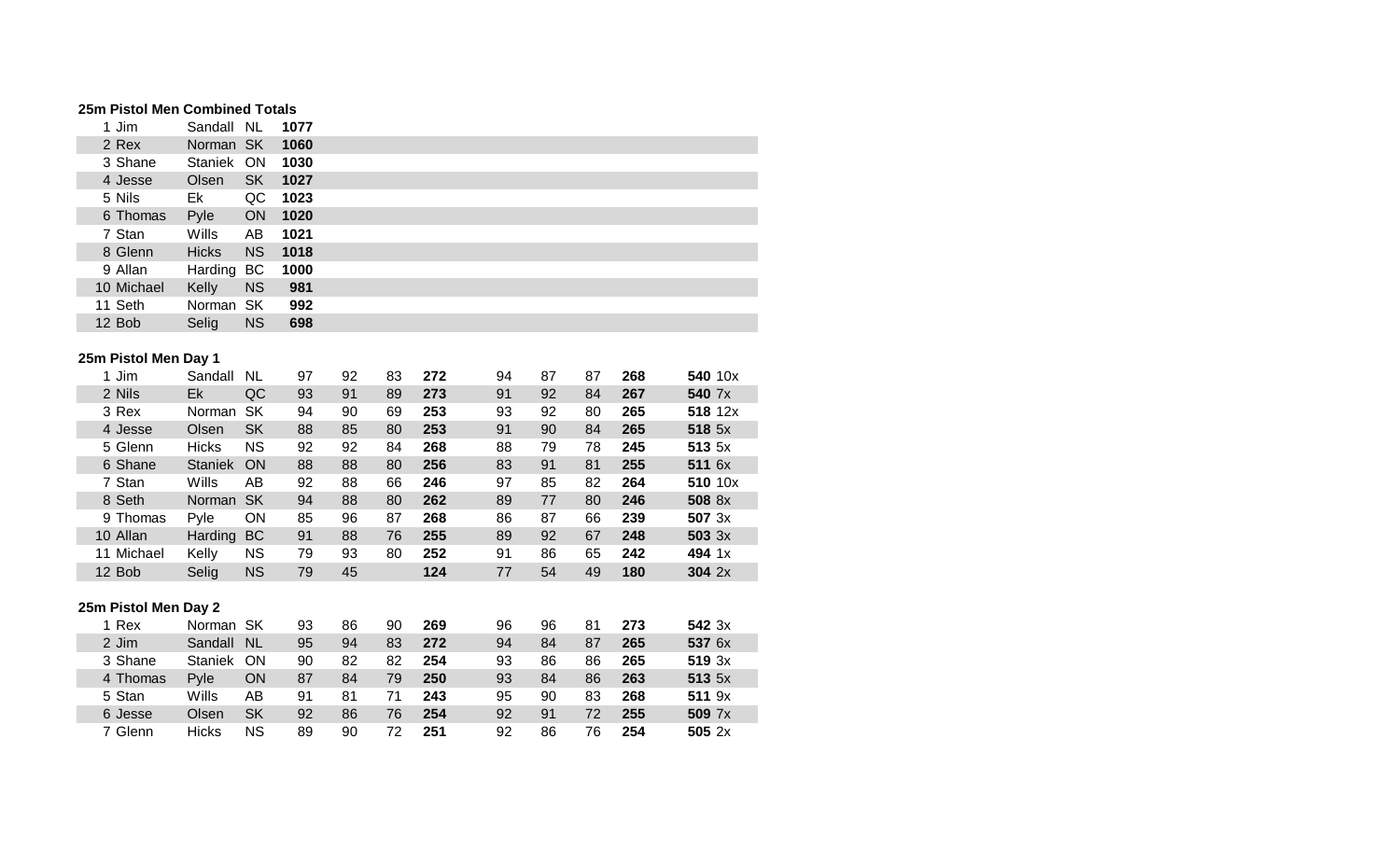**25m Pistol Men Combined Totals**

| | | | | |
|---|---|---|---|---|
| 1 | Jim | Sandall | NL | **1077** |
| 2 | Rex | Norman | SK | **1060** |
| 3 | Shane | Staniek | ON | **1030** |
| 4 | Jesse | Olsen | SK | **1027** |
| 5 | Nils | Ek | QC | **1023** |
| 6 | Thomas | Pyle | ON | **1020** |
| 7 | Stan | Wills | AB | **1021** |
| 8 | Glenn | Hicks | NS | **1018** |
| 9 | Allan | Harding | BC | **1000** |
| 10 | Michael | Kelly | NS | **981** |
| 11 | Seth | Norman | SK | **992** |
| 12 | Bob | Selig | NS | **698** |

**25m Pistol Men Day 1**

| | | | | | | | | | | | | | |
|---|---|---|---|---|---|---|---|---|---|---|---|---|---|
| 1 | Jim | Sandall | NL | 97 | 92 | 83 | **272** | 94 | 87 | 87 | **268** | **540** | 10x |
| 2 | Nils | Ek | QC | 93 | 91 | 89 | **273** | 91 | 92 | 84 | **267** | **540** | 7x |
| 3 | Rex | Norman | SK | 94 | 90 | 69 | **253** | 93 | 92 | 80 | **265** | **518** | 12x |
| 4 | Jesse | Olsen | SK | 88 | 85 | 80 | **253** | 91 | 90 | 84 | **265** | **518** | 5x |
| 5 | Glenn | Hicks | NS | 92 | 92 | 84 | **268** | 88 | 79 | 78 | **245** | **513** | 5x |
| 6 | Shane | Staniek | ON | 88 | 88 | 80 | **256** | 83 | 91 | 81 | **255** | **511** | 6x |
| 7 | Stan | Wills | AB | 92 | 88 | 66 | **246** | 97 | 85 | 82 | **264** | **510** | 10x |
| 8 | Seth | Norman | SK | 94 | 88 | 80 | **262** | 89 | 77 | 80 | **246** | **508** | 8x |
| 9 | Thomas | Pyle | ON | 85 | 96 | 87 | **268** | 86 | 87 | 66 | **239** | **507** | 3x |
| 10 | Allan | Harding | BC | 91 | 88 | 76 | **255** | 89 | 92 | 67 | **248** | **503** | 3x |
| 11 | Michael | Kelly | NS | 79 | 93 | 80 | **252** | 91 | 86 | 65 | **242** | **494** | 1x |
| 12 | Bob | Selig | NS | 79 | 45 | | **124** | 77 | 54 | 49 | **180** | **304** | 2x |

**25m Pistol Men Day 2**

| | | | | | | | | | | | | | |
|---|---|---|---|---|---|---|---|---|---|---|---|---|---|
| 1 | Rex | Norman | SK | 93 | 86 | 90 | **269** | 96 | 96 | 81 | **273** | **542** | 3x |
| 2 | Jim | Sandall | NL | 95 | 94 | 83 | **272** | 94 | 84 | 87 | **265** | **537** | 6x |
| 3 | Shane | Staniek | ON | 90 | 82 | 82 | **254** | 93 | 86 | 86 | **265** | **519** | 3x |
| 4 | Thomas | Pyle | ON | 87 | 84 | 79 | **250** | 93 | 84 | 86 | **263** | **513** | 5x |
| 5 | Stan | Wills | AB | 91 | 81 | 71 | **243** | 95 | 90 | 83 | **268** | **511** | 9x |
| 6 | Jesse | Olsen | SK | 92 | 86 | 76 | **254** | 92 | 91 | 72 | **255** | **509** | 7x |
| 7 | Glenn | Hicks | NS | 89 | 90 | 72 | **251** | 92 | 86 | 76 | **254** | **505** | 2x |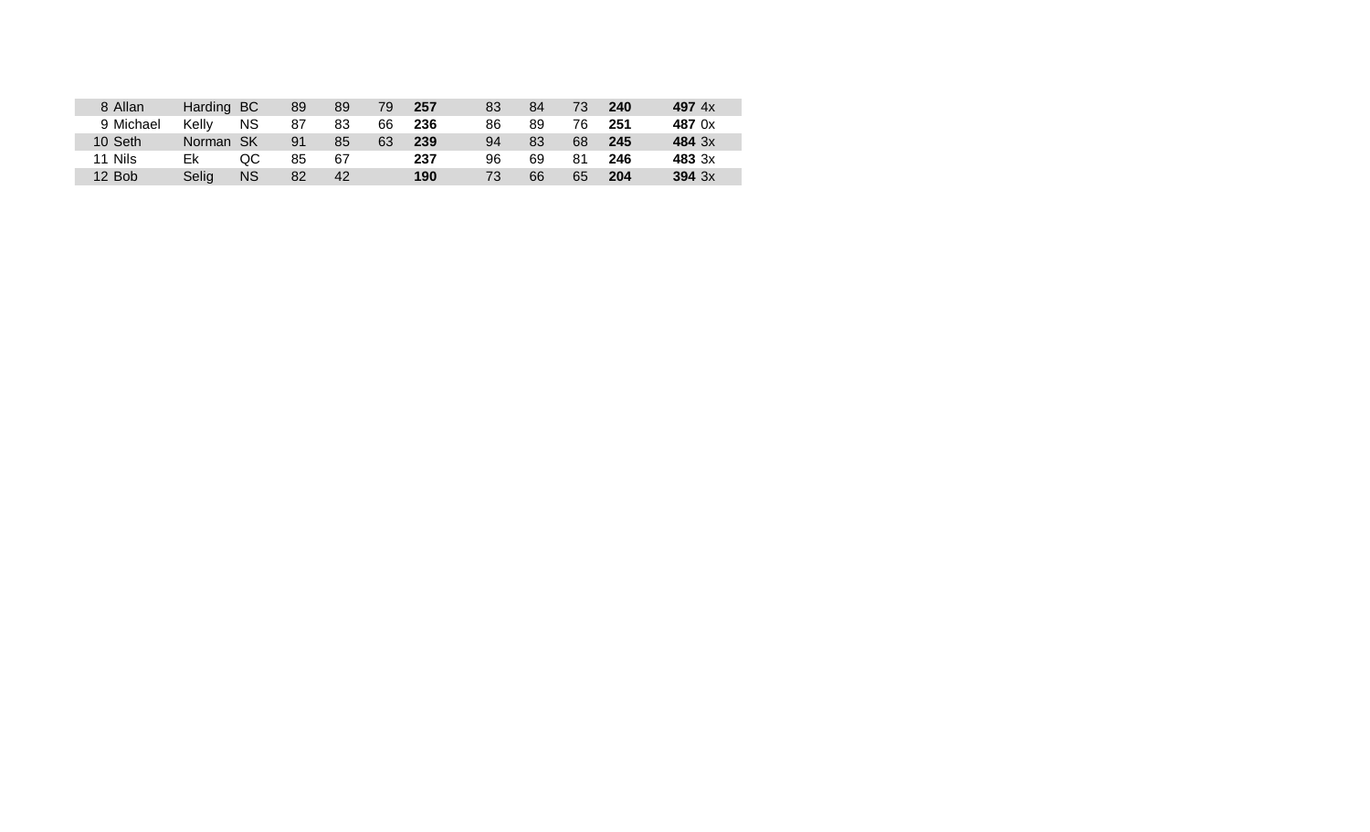| | | | | | | | | | | | | | | |
|---|---|---|---|---|---|---|---|---|---|---|---|---|---|---|
| 8 | Allan | Harding | BC | 89 | 89 | 79 | **257** | 83 | 84 | 73 | **240** | **497** | 4x |
| 9 | Michael | Kelly | NS | 87 | 83 | 66 | **236** | 86 | 89 | 76 | **251** | **487** | 0x |
| 10 | Seth | Norman | SK | 91 | 85 | 63 | **239** | 94 | 83 | 68 | **245** | **484** | 3x |
| 11 | Nils | Ek | QC | 85 | 67 | | **237** | 96 | 69 | 81 | **246** | **483** | 3x |
| 12 | Bob | Selig | NS | 82 | 42 | | **190** | 73 | 66 | 65 | **204** | **394** | 3x |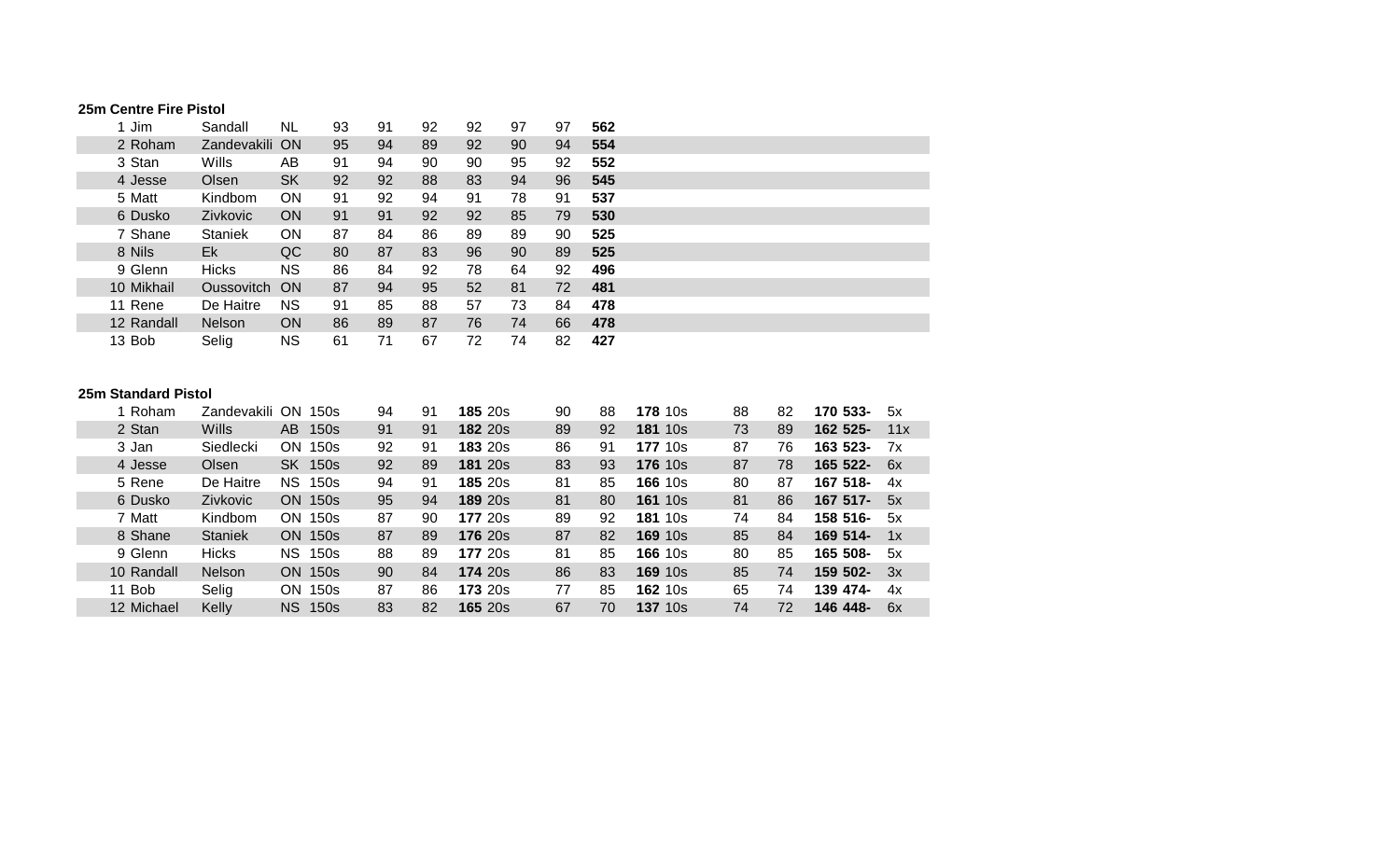**25m Centre Fire Pistol**

| | | | | | | | | | | |
|---|---|---|---|---|---|---|---|---|---|---|
| 1 | Jim | Sandall | NL | 93 | 91 | 92 | 92 | 97 | 97 | **562** |
| 2 | Roham | Zandevakili | ON | 95 | 94 | 89 | 92 | 90 | 94 | **554** |
| 3 | Stan | Wills | AB | 91 | 94 | 90 | 90 | 95 | 92 | **552** |
| 4 | Jesse | Olsen | SK | 92 | 92 | 88 | 83 | 94 | 96 | **545** |
| 5 | Matt | Kindbom | ON | 91 | 92 | 94 | 91 | 78 | 91 | **537** |
| 6 | Dusko | Zivkovic | ON | 91 | 91 | 92 | 92 | 85 | 79 | **530** |
| 7 | Shane | Staniek | ON | 87 | 84 | 86 | 89 | 89 | 90 | **525** |
| 8 | Nils | Ek | QC | 80 | 87 | 83 | 96 | 90 | 89 | **525** |
| 9 | Glenn | Hicks | NS | 86 | 84 | 92 | 78 | 64 | 92 | **496** |
| 10 | Mikhail | Oussovitch | ON | 87 | 94 | 95 | 52 | 81 | 72 | **481** |
| 11 | Rene | De Haitre | NS | 91 | 85 | 88 | 57 | 73 | 84 | **478** |
| 12 | Randall | Nelson | ON | 86 | 89 | 87 | 76 | 74 | 66 | **478** |
| 13 | Bob | Selig | NS | 61 | 71 | 67 | 72 | 74 | 82 | **427** |

**25m Standard Pistol**

| | | | | | | | | | | | | | | | | | | |
|---|---|---|---|---|---|---|---|---|---|---|---|---|---|---|---|---|---|---|
| 1 | Roham | Zandevakili | ON | 150s | 94 | 91 | **185** | 20s | 90 | 88 | **178** | 10s | 88 | 82 | **170** | **533-** | 5x |
| 2 | Stan | Wills | AB | 150s | 91 | 91 | **182** | 20s | 89 | 92 | **181** | 10s | 73 | 89 | **162** | **525-** | 11x |
| 3 | Jan | Siedlecki | ON | 150s | 92 | 91 | **183** | 20s | 86 | 91 | **177** | 10s | 87 | 76 | **163** | **523-** | 7x |
| 4 | Jesse | Olsen | SK | 150s | 92 | 89 | **181** | 20s | 83 | 93 | **176** | 10s | 87 | 78 | **165** | **522-** | 6x |
| 5 | Rene | De Haitre | NS | 150s | 94 | 91 | **185** | 20s | 81 | 85 | **166** | 10s | 80 | 87 | **167** | **518-** | 4x |
| 6 | Dusko | Zivkovic | ON | 150s | 95 | 94 | **189** | 20s | 81 | 80 | **161** | 10s | 81 | 86 | **167** | **517-** | 5x |
| 7 | Matt | Kindbom | ON | 150s | 87 | 90 | **177** | 20s | 89 | 92 | **181** | 10s | 74 | 84 | **158** | **516-** | 5x |
| 8 | Shane | Staniek | ON | 150s | 87 | 89 | **176** | 20s | 87 | 82 | **169** | 10s | 85 | 84 | **169** | **514-** | 1x |
| 9 | Glenn | Hicks | NS | 150s | 88 | 89 | **177** | 20s | 81 | 85 | **166** | 10s | 80 | 85 | **165** | **508-** | 5x |
| 10 | Randall | Nelson | ON | 150s | 90 | 84 | **174** | 20s | 86 | 83 | **169** | 10s | 85 | 74 | **159** | **502-** | 3x |
| 11 | Bob | Selig | ON | 150s | 87 | 86 | **173** | 20s | 77 | 85 | **162** | 10s | 65 | 74 | **139** | **474-** | 4x |
| 12 | Michael | Kelly | NS | 150s | 83 | 82 | **165** | 20s | 67 | 70 | **137** | 10s | 74 | 72 | **146** | **448-** | 6x |